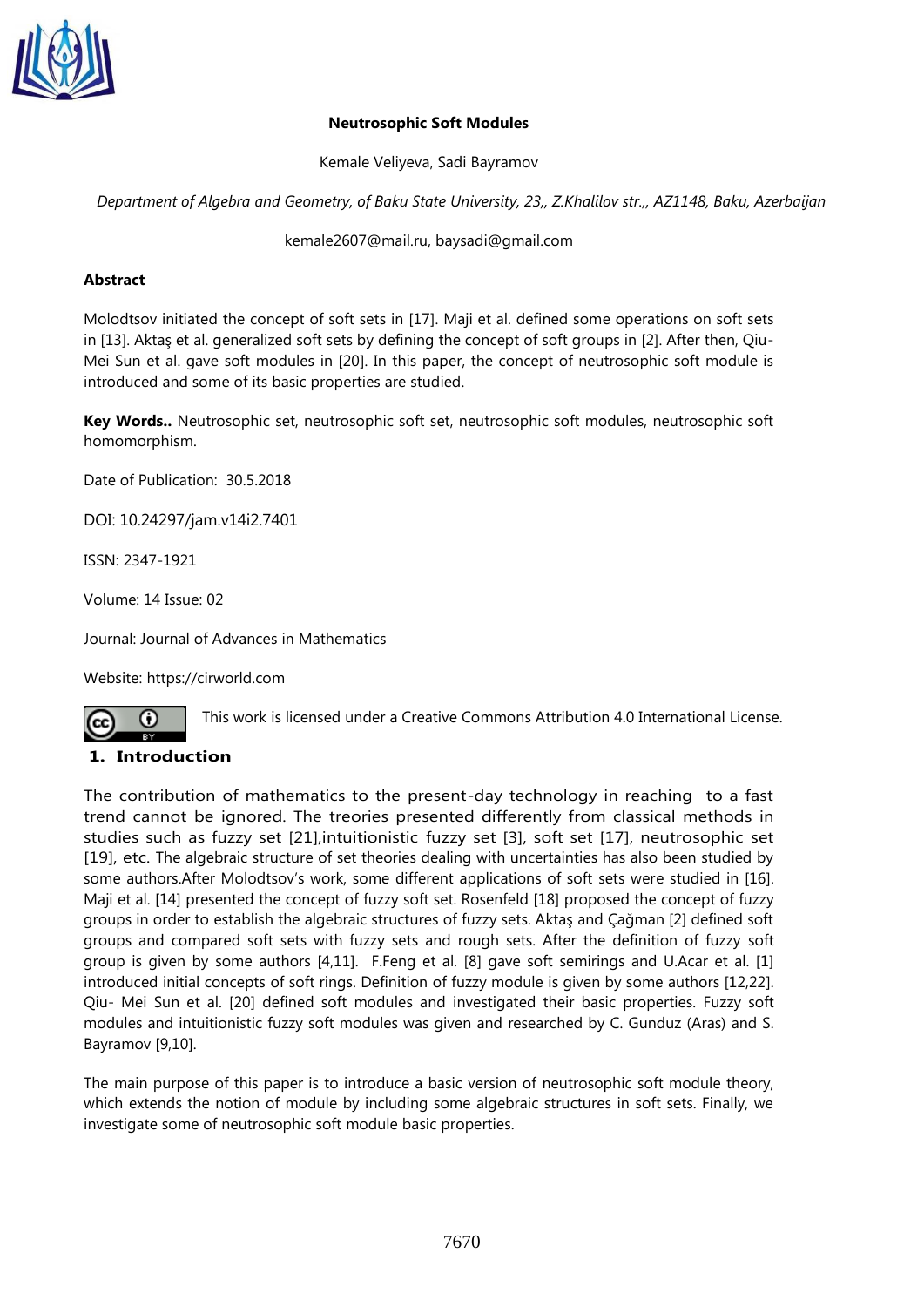# Neutrosophic Soft Modules

Kemale Veliyeva, Sadi Bayramov

*Department of Algebra and Geometry, of Baku State University, 23,, Z.Khalilov str.,, AZ1148, Baku, Azerbaijan*

kemale2607@mail.ru, baysadi@gmail.com

## Abstract

Molodtsov initiated the concept of soft sets in [17]. Maji et al. defined some operations on soft sets in [13]. Aktaş et al. generalized soft sets by defining the concept of soft groups in [2]. After then, Qiu-Mei Sun et al. gave soft modules in [20]. In this paper, the concept of neutrosophic soft module is introduced and some of its basic properties are studied.

**Key Words..** Neutrosophic set, neutrosophic soft set, neutrosophic soft modules, neutrosophic soft homomorphism.

Date of Publication: 30.5.2018

DOI: 10.24297/jam.v14i2.7401

ISSN: 2347-1921

Volume: 14 Issue: 02

Journal: Journal of Advances in Mathematics

Website: https://cirworld.com

This work is licensed under a Creative Commons Attribution 4.0 International License.

## 1. Introduction

The contribution of mathematics to the present-day technology in reaching to a fast trend cannot be ignored. The treories presented differently from classical methods in studies such as fuzzy set [21],intuitionistic fuzzy set [3], soft set [17], neutrosophic set [19], etc. The algebraic structure of set theories dealing with uncertainties has also been studied by some authors.After Molodtsov's work, some different applications of soft sets were studied in [16]. Maji et al. [14] presented the concept of fuzzy soft set. Rosenfeld [18] proposed the concept of fuzzy groups in order to establish the algebraic structures of fuzzy sets. Aktaş and Çağman [2] defined soft groups and compared soft sets with fuzzy sets and rough sets. After the definition of fuzzy soft group is given by some authors [4,11]. F.Feng et al. [8] gave soft semirings and U.Acar et al. [1] introduced initial concepts of soft rings. Definition of fuzzy module is given by some authors [12,22]. Qiu- Mei Sun et al. [20] defined soft modules and investigated their basic properties. Fuzzy soft modules and intuitionistic fuzzy soft modules was given and researched by C. Gunduz (Aras) and S. Bayramov [9,10].

The main purpose of this paper is to introduce a basic version of neutrosophic soft module theory, which extends the notion of module by including some algebraic structures in soft sets. Finally, we investigate some of neutrosophic soft module basic properties.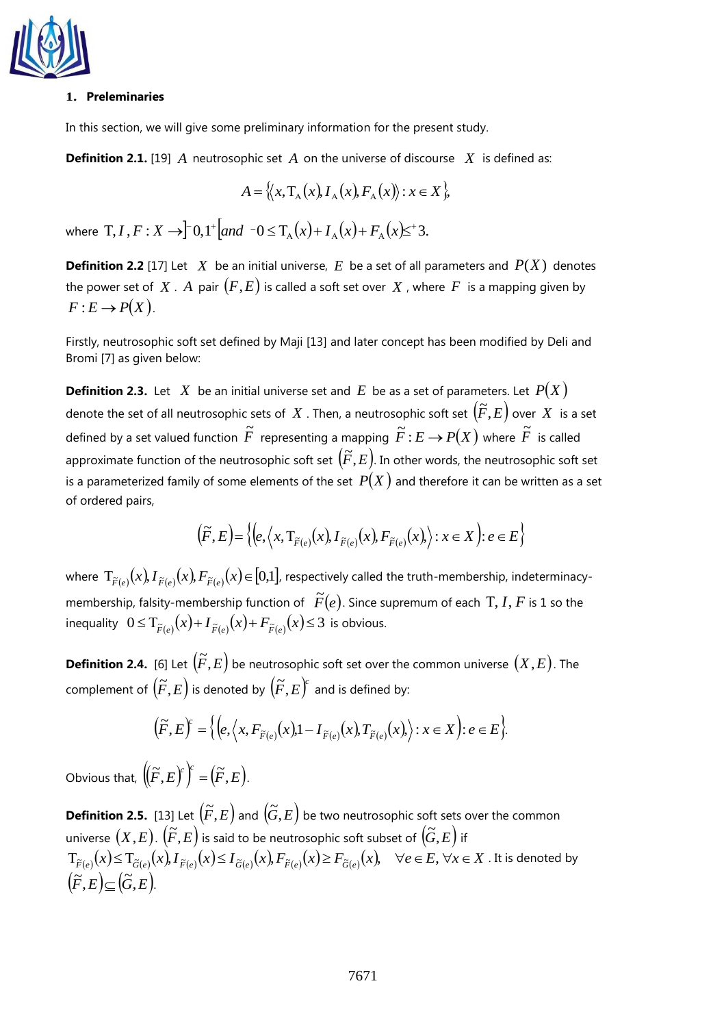## 1. Preleminaries

In this section, we will give some preliminary information for the present study.

**Definition 2.1.** [19] $A$ neutrosophic set $A$ on the universe of discourse $X$ is defined as:

$$A = \{\langle x, \mathrm{T}_A(x), I_A(x), F_A(x)\rangle : x \in X\},$$

where $\mathrm{T}, I, F : X \to ]^{-}0, 1^{+}[$ *and* $^{-}0 \leq \mathrm{T}_A(x) + I_A(x) + F_A(x) \leq^{+} 3.$

**Definition 2.2** [17] Let $X$ be an initial universe, $E$ be a set of all parameters and $P(X)$ denotes the power set of $X$. $A$ pair $(F, E)$ is called a soft set over $X$, where $F$ is a mapping given by $F : E \to P(X)$.

Firstly, neutrosophic soft set defined by Maji [13] and later concept has been modified by Deli and Bromi [7] as given below:

**Definition 2.3.** Let $X$ be an initial universe set and $E$ be as a set of parameters. Let $P(X)$ denote the set of all neutrosophic sets of $X$. Then, a neutrosophic soft set $(\tilde{F}, E)$ over $X$ is a set defined by a set valued function $\tilde{F}$ representing a mapping $\tilde{F} : E \to P(X)$ where $\tilde{F}$ is called approximate function of the neutrosophic soft set $(\tilde{F}, E)$. In other words, the neutrosophic soft set is a parameterized family of some elements of the set $P(X)$ and therefore it can be written as a set of ordered pairs,

$$(\tilde{F}, E) = \left\{ \left(e, \left\langle x, \mathrm{T}_{\tilde{F}(e)}(x), I_{\tilde{F}(e)}(x), F_{\tilde{F}(e)}(x), \right\rangle : x \in X \right) : e \in E \right\}$$

where $\mathrm{T}_{\tilde{F}(e)}(x), I_{\tilde{F}(e)}(x), F_{\tilde{F}(e)}(x) \in [0,1]$, respectively called the truth-membership, indeterminacy-membership, falsity-membership function of $\tilde{F}(e)$. Since supremum of each $\mathrm{T}, I, F$ is 1 so the inequality $0 \leq \mathrm{T}_{\tilde{F}(e)}(x) + I_{\tilde{F}(e)}(x) + F_{\tilde{F}(e)}(x) \leq 3$ is obvious.

**Definition 2.4.** [6] Let $(\tilde{F}, E)$ be neutrosophic soft set over the common universe $(X, E)$. The complement of $(\tilde{F}, E)$ is denoted by $(\tilde{F}, E)^c$ and is defined by:

$$(\tilde{F}, E)^c = \left\{ \left(e, \left\langle x, F_{\tilde{F}(e)}(x), 1 - I_{\tilde{F}(e)}(x), \mathrm{T}_{\tilde{F}(e)}(x), \right\rangle : x \in X \right) : e \in E \right\}.$$

Obvious that, $\left((\tilde{F}, E)^c\right)^c = (\tilde{F}, E)$.

**Definition 2.5.** [13] Let $(\tilde{F}, E)$ and $(\tilde{G}, E)$ be two neutrosophic soft sets over the common universe $(X, E)$. $(\tilde{F}, E)$ is said to be neutrosophic soft subset of $(\tilde{G}, E)$ if $\mathrm{T}_{\tilde{F}(e)}(x) \leq \mathrm{T}_{\tilde{G}(e)}(x), I_{\tilde{F}(e)}(x) \leq I_{\tilde{G}(e)}(x), F_{\tilde{F}(e)}(x) \geq F_{\tilde{G}(e)}(x), \quad \forall e \in E, \forall x \in X$. It is denoted by $(\tilde{F}, E) \subseteq (\tilde{G}, E)$.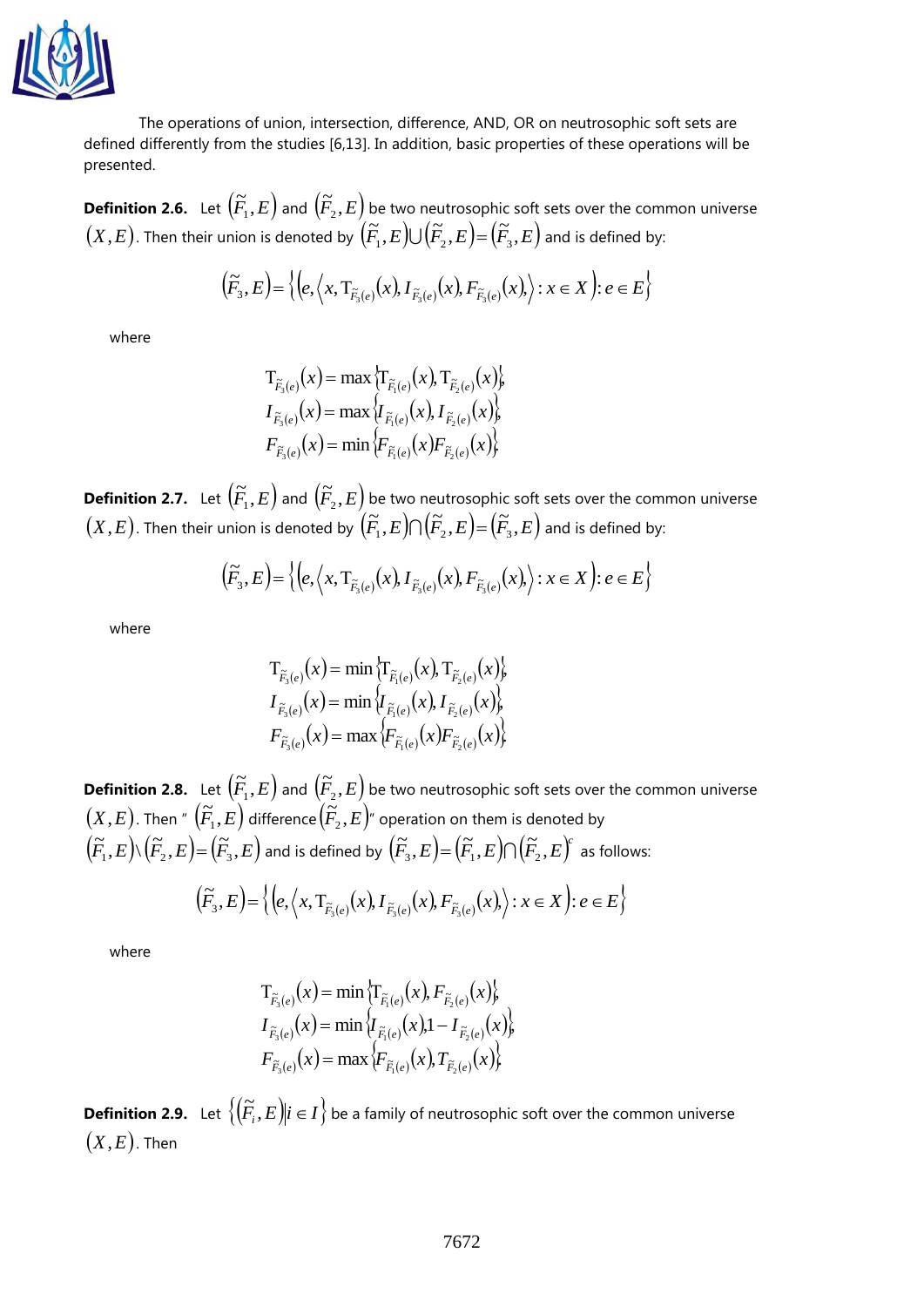The operations of union, intersection, difference, AND, OR on neutrosophic soft sets are defined differently from the studies [6,13]. In addition, basic properties of these operations will be presented.

**Definition 2.6.** Let $(\widetilde{F}_1, E)$ and $(\widetilde{F}_2, E)$ be two neutrosophic soft sets over the common universe $(X, E)$. Then their union is denoted by $(\widetilde{F}_1, E) \cup (\widetilde{F}_2, E) = (\widetilde{F}_3, E)$ and is defined by:

$$(\widetilde{F}_3, E) = \left\{ \left(e, \left\langle x, \mathrm{T}_{\widetilde{F}_3(e)}(x), I_{\widetilde{F}_3(e)}(x), F_{\widetilde{F}_3(e)}(x), \right\rangle : x \in X \right) : e \in E \right\}$$

where

$$\begin{aligned}
\mathrm{T}_{\widetilde{F}_3(e)}(x) &= \max\left\{\mathrm{T}_{\widetilde{F}_1(e)}(x), \mathrm{T}_{\widetilde{F}_2(e)}(x)\right\}, \\
I_{\widetilde{F}_3(e)}(x) &= \max\left\{I_{\widetilde{F}_1(e)}(x), I_{\widetilde{F}_2(e)}(x)\right\}, \\
F_{\widetilde{F}_3(e)}(x) &= \min\left\{F_{\widetilde{F}_1(e)}(x) F_{\widetilde{F}_2(e)}(x)\right\}
\end{aligned}$$

**Definition 2.7.** Let $(\widetilde{F}_1, E)$ and $(\widetilde{F}_2, E)$ be two neutrosophic soft sets over the common universe $(X, E)$. Then their union is denoted by $(\widetilde{F}_1, E) \cap (\widetilde{F}_2, E) = (\widetilde{F}_3, E)$ and is defined by:

$$(\widetilde{F}_3, E) = \left\{ \left(e, \left\langle x, \mathrm{T}_{\widetilde{F}_3(e)}(x), I_{\widetilde{F}_3(e)}(x), F_{\widetilde{F}_3(e)}(x), \right\rangle : x \in X \right) : e \in E \right\}$$

where

$$\begin{aligned}
\mathrm{T}_{\widetilde{F}_3(e)}(x) &= \min\left\{\mathrm{T}_{\widetilde{F}_1(e)}(x), \mathrm{T}_{\widetilde{F}_2(e)}(x)\right\}, \\
I_{\widetilde{F}_3(e)}(x) &= \min\left\{I_{\widetilde{F}_1(e)}(x), I_{\widetilde{F}_2(e)}(x)\right\}, \\
F_{\widetilde{F}_3(e)}(x) &= \max\left\{F_{\widetilde{F}_1(e)}(x) F_{\widetilde{F}_2(e)}(x)\right\}
\end{aligned}$$

**Definition 2.8.** Let $(\widetilde{F}_1, E)$ and $(\widetilde{F}_2, E)$ be two neutrosophic soft sets over the common universe $(X, E)$. Then " $(\widetilde{F}_1, E)$ difference $(\widetilde{F}_2, E)$" operation on them is denoted by $(\widetilde{F}_1, E) \setminus (\widetilde{F}_2, E) = (\widetilde{F}_3, E)$ and is defined by $(\widetilde{F}_3, E) = (\widetilde{F}_1, E) \cap (\widetilde{F}_2, E)^c$ as follows:

$$(\widetilde{F}_3, E) = \left\{ \left(e, \left\langle x, \mathrm{T}_{\widetilde{F}_3(e)}(x), I_{\widetilde{F}_3(e)}(x), F_{\widetilde{F}_3(e)}(x), \right\rangle : x \in X \right) : e \in E \right\}$$

where

$$\begin{aligned}
\mathrm{T}_{\widetilde{F}_3(e)}(x) &= \min\left\{\mathrm{T}_{\widetilde{F}_1(e)}(x), F_{\widetilde{F}_2(e)}(x)\right\}, \\
I_{\widetilde{F}_3(e)}(x) &= \min\left\{I_{\widetilde{F}_1(e)}(x), 1 - I_{\widetilde{F}_2(e)}(x)\right\}, \\
F_{\widetilde{F}_3(e)}(x) &= \max\left\{F_{\widetilde{F}_1(e)}(x), T_{\widetilde{F}_2(e)}(x)\right\}
\end{aligned}$$

**Definition 2.9.** Let $\left\{(\widetilde{F}_i, E) \middle| i \in I\right\}$ be a family of neutrosophic soft over the common universe $(X, E)$. Then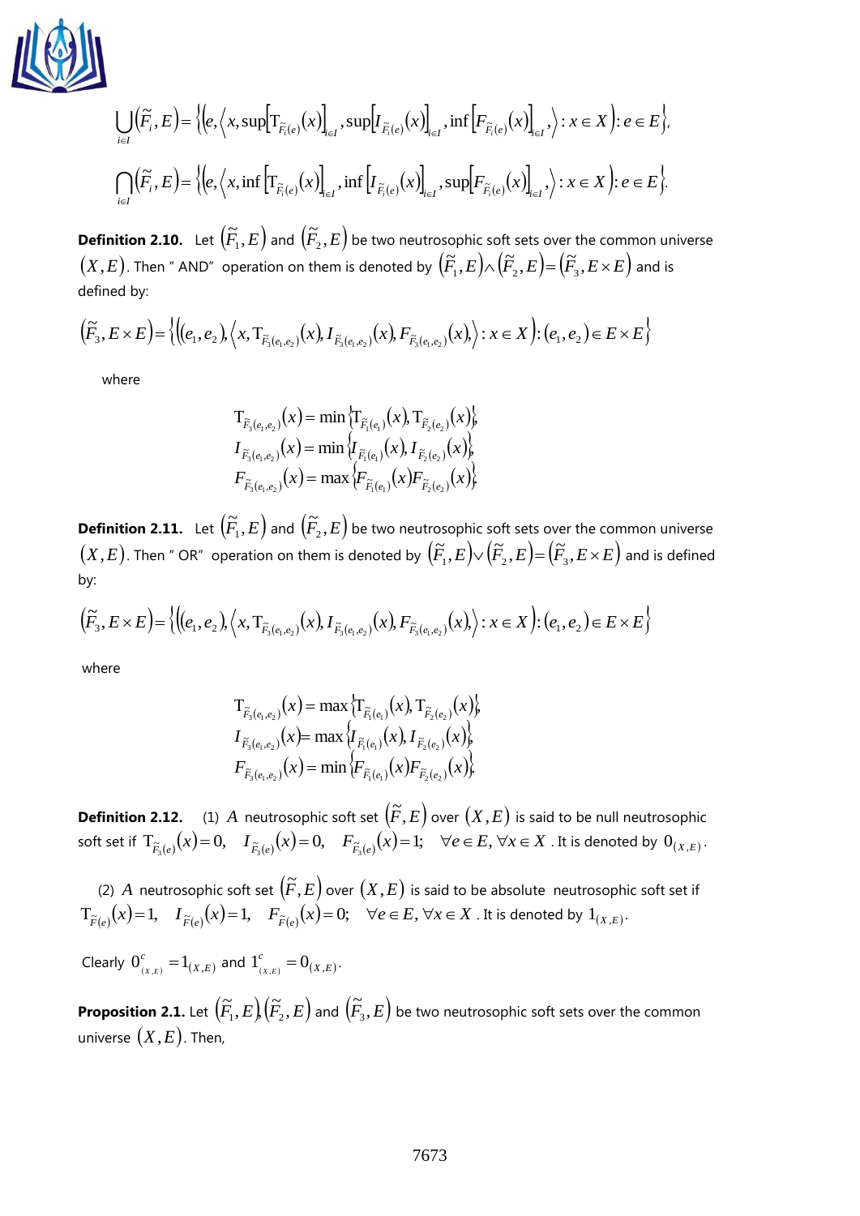$$\bigcup_{i\in I}\left(\widetilde{F}_i, E\right)=\left\{\left(e,\left\langle x, \sup\left[\mathrm{T}_{\widetilde{F}_i(e)}(x)\right]_{i\in I}, \sup\left[I_{\widetilde{F}_i(e)}(x)\right]_{i\in I}, \inf\left[F_{\widetilde{F}_i(e)}(x)\right]_{i\in I},\right\rangle : x\in X\right): e\in E\right\},$$

$$\bigcap_{i\in I}\left(\widetilde{F}_i, E\right)=\left\{\left(e,\left\langle x, \inf\left[\mathrm{T}_{\widetilde{F}_i(e)}(x)\right]_{i\in I}, \inf\left[I_{\widetilde{F}_i(e)}(x)\right]_{i\in I}, \sup\left[F_{\widetilde{F}_i(e)}(x)\right]_{i\in I},\right\rangle : x\in X\right): e\in E\right\}.$$

**Definition 2.10.** Let $\left(\widetilde{F}_1, E\right)$ and $\left(\widetilde{F}_2, E\right)$ be two neutrosophic soft sets over the common universe $(X, E)$. Then " AND" operation on them is denoted by $\left(\widetilde{F}_1, E\right)\wedge\left(\widetilde{F}_2, E\right)=\left(\widetilde{F}_3, E\times E\right)$ and is defined by:

$$\left(\widetilde{F}_3, E\times E\right)=\left\{\left((e_1,e_2),\left\langle x, \mathrm{T}_{\widetilde{F}_3(e_1,e_2)}(x), I_{\widetilde{F}_3(e_1,e_2)}(x), F_{\widetilde{F}_3(e_1,e_2)}(x),\right\rangle : x\in X\right): (e_1,e_2)\in E\times E\right\}$$

where

$$\begin{aligned}
\mathrm{T}_{\widetilde{F}_3(e_1,e_2)}(x)&=\min\left\{\mathrm{T}_{\widetilde{F}_1(e_1)}(x), \mathrm{T}_{\widetilde{F}_2(e_2)}(x)\right\},\\
I_{\widetilde{F}_3(e_1,e_2)}(x)&=\min\left\{I_{\widetilde{F}_1(e_1)}(x), I_{\widetilde{F}_2(e_2)}(x)\right\},\\
F_{\widetilde{F}_3(e_1,e_2)}(x)&=\max\left\{F_{\widetilde{F}_1(e_1)}(x)F_{\widetilde{F}_2(e_2)}(x)\right\},
\end{aligned}$$

**Definition 2.11.** Let $\left(\widetilde{F}_1, E\right)$ and $\left(\widetilde{F}_2, E\right)$ be two neutrosophic soft sets over the common universe $(X, E)$. Then " OR" operation on them is denoted by $\left(\widetilde{F}_1, E\right)\vee\left(\widetilde{F}_2, E\right)=\left(\widetilde{F}_3, E\times E\right)$ and is defined by:

$$\left(\widetilde{F}_3, E\times E\right)=\left\{\left((e_1,e_2),\left\langle x, \mathrm{T}_{\widetilde{F}_3(e_1,e_2)}(x), I_{\widetilde{F}_3(e_1,e_2)}(x), F_{\widetilde{F}_3(e_1,e_2)}(x),\right\rangle : x\in X\right): (e_1,e_2)\in E\times E\right\}$$

where

$$\begin{aligned}
\mathrm{T}_{\widetilde{F}_3(e_1,e_2)}(x)&=\max\left\{\mathrm{T}_{\widetilde{F}_1(e_1)}(x), \mathrm{T}_{\widetilde{F}_2(e_2)}(x)\right\},\\
I_{\widetilde{F}_3(e_1,e_2)}(x)&=\max\left\{I_{\widetilde{F}_1(e_1)}(x), I_{\widetilde{F}_2(e_2)}(x)\right\},\\
F_{\widetilde{F}_3(e_1,e_2)}(x)&=\min\left\{F_{\widetilde{F}_1(e_1)}(x)F_{\widetilde{F}_2(e_2)}(x)\right\},
\end{aligned}$$

**Definition 2.12.** (1) $A$ neutrosophic soft set $\left(\widetilde{F}, E\right)$ over $(X, E)$ is said to be null neutrosophic soft set if $\mathrm{T}_{\widetilde{F}_3(e)}(x)=0,\quad I_{\widetilde{F}_3(e)}(x)=0,\quad F_{\widetilde{F}_3(e)}(x)=1;\quad \forall e\in E, \forall x\in X$ . It is denoted by $0_{(X,E)}$.

(2) $A$ neutrosophic soft set $\left(\widetilde{F}, E\right)$ over $(X, E)$ is said to be absolute neutrosophic soft set if $\mathrm{T}_{\widetilde{F}(e)}(x)=1,\quad I_{\widetilde{F}(e)}(x)=1,\quad F_{\widetilde{F}(e)}(x)=0;\quad \forall e\in E, \forall x\in X$ . It is denoted by $1_{(X,E)}$.

Clearly $0^c_{(X,E)}=1_{(X,E)}$ and $1^c_{(X,E)}=0_{(X,E)}$.

**Proposition 2.1.** Let $\left(\widetilde{F}_1, E\right), \left(\widetilde{F}_2, E\right)$ and $\left(\widetilde{F}_3, E\right)$ be two neutrosophic soft sets over the common universe $(X, E)$. Then,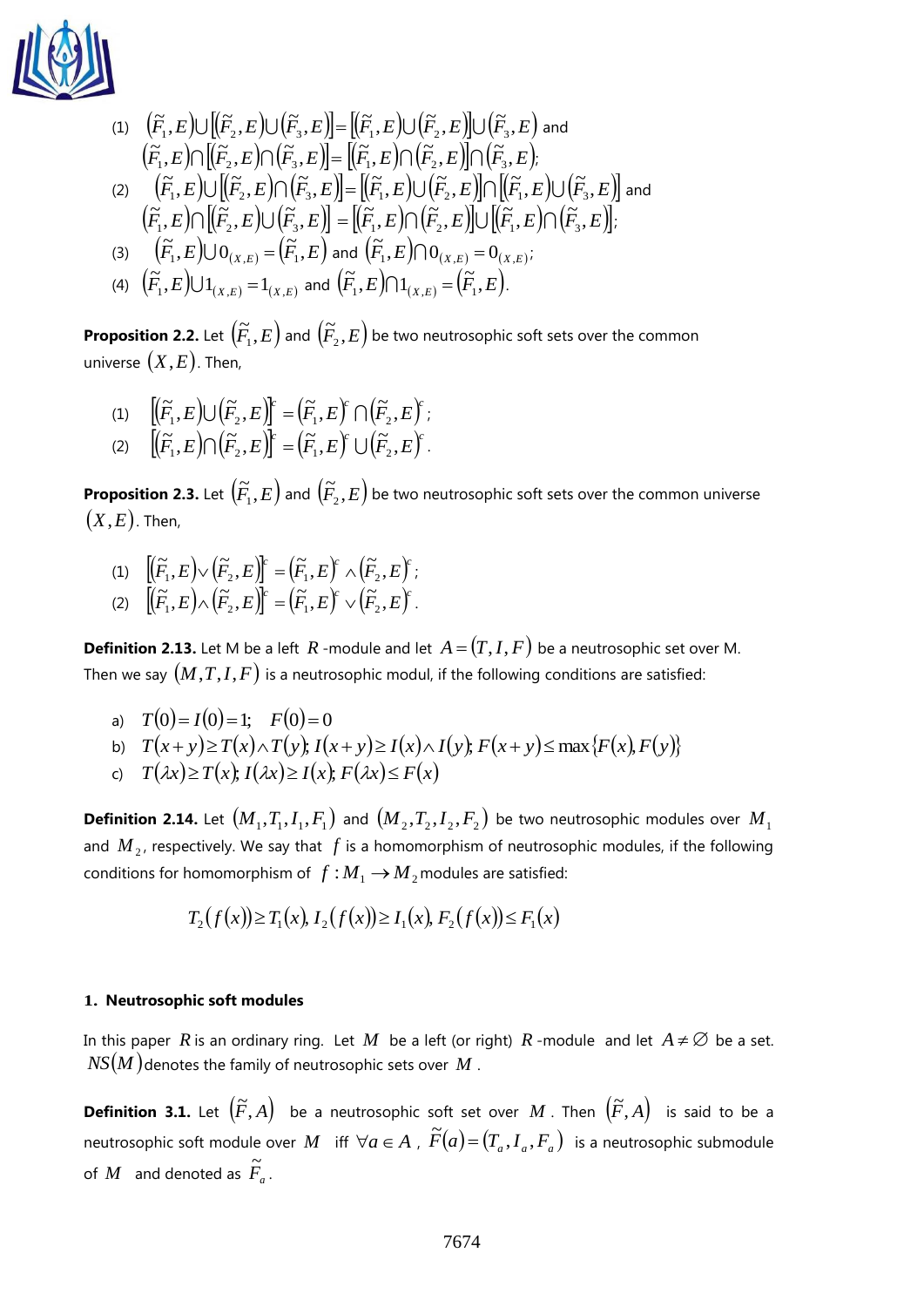(1) $\left(\widetilde{F}_1,E\right)\cup\left[\left(\widetilde{F}_2,E\right)\cup\left(\widetilde{F}_3,E\right)\right]=\left[\left(\widetilde{F}_1,E\right)\cup\left(\widetilde{F}_2,E\right)\right]\cup\left(\widetilde{F}_3,E\right)$ and $\left(\widetilde{F}_1,E\right)\cap\left[\left(\widetilde{F}_2,E\right)\cap\left(\widetilde{F}_3,E\right)\right]=\left[\left(\widetilde{F}_1,E\right)\cap\left(\widetilde{F}_2,E\right)\right]\cap\left(\widetilde{F}_3,E\right)$;

(2) $\left(\widetilde{F}_1,E\right)\cup\left[\left(\widetilde{F}_2,E\right)\cap\left(\widetilde{F}_3,E\right)\right]=\left[\left(\widetilde{F}_1,E\right)\cup\left(\widetilde{F}_2,E\right)\right]\cap\left[\left(\widetilde{F}_1,E\right)\cup\left(\widetilde{F}_3,E\right)\right]$ and $\left(\widetilde{F}_1,E\right)\cap\left[\left(\widetilde{F}_2,E\right)\cup\left(\widetilde{F}_3,E\right)\right]=\left[\left(\widetilde{F}_1,E\right)\cap\left(\widetilde{F}_2,E\right)\right]\cup\left[\left(\widetilde{F}_1,E\right)\cap\left(\widetilde{F}_3,E\right)\right]$;

(3) $\left(\widetilde{F}_1,E\right)\cup 0_{(X,E)}=\left(\widetilde{F}_1,E\right)$ and $\left(\widetilde{F}_1,E\right)\cap 0_{(X,E)}=0_{(X,E)}$;

(4) $\left(\widetilde{F}_1,E\right)\cup 1_{(X,E)}=1_{(X,E)}$ and $\left(\widetilde{F}_1,E\right)\cap 1_{(X,E)}=\left(\widetilde{F}_1,E\right)$.

**Proposition 2.2.** Let $\left(\widetilde{F}_1,E\right)$ and $\left(\widetilde{F}_2,E\right)$ be two neutrosophic soft sets over the common universe $(X,E)$. Then,

(1) $\left[\left(\widetilde{F}_1,E\right)\cup\left(\widetilde{F}_2,E\right)\right]^c=\left(\widetilde{F}_1,E\right)^c\cap\left(\widetilde{F}_2,E\right)^c$;

(2) $\left[\left(\widetilde{F}_1,E\right)\cap\left(\widetilde{F}_2,E\right)\right]^c=\left(\widetilde{F}_1,E\right)^c\cup\left(\widetilde{F}_2,E\right)^c$.

**Proposition 2.3.** Let $\left(\widetilde{F}_1,E\right)$ and $\left(\widetilde{F}_2,E\right)$ be two neutrosophic soft sets over the common universe $(X,E)$. Then,

(1) $\left[\left(\widetilde{F}_1,E\right)\vee\left(\widetilde{F}_2,E\right)\right]^c=\left(\widetilde{F}_1,E\right)^c\wedge\left(\widetilde{F}_2,E\right)^c$;

(2) $\left[\left(\widetilde{F}_1,E\right)\wedge\left(\widetilde{F}_2,E\right)\right]^c=\left(\widetilde{F}_1,E\right)^c\vee\left(\widetilde{F}_2,E\right)^c$.

**Definition 2.13.** Let M be a left $R$-module and let $A=(T,I,F)$ be a neutrosophic set over M. Then we say $(M,T,I,F)$ is a neutrosophic modul, if the following conditions are satisfied:

a) $T(0)=I(0)=1;\quad F(0)=0$

b) $T(x+y)\geq T(x)\wedge T(y);\ I(x+y)\geq I(x)\wedge I(y);\ F(x+y)\leq \max\{F(x),F(y)\}$

c) $T(\lambda x)\geq T(x);\ I(\lambda x)\geq I(x);\ F(\lambda x)\leq F(x)$

**Definition 2.14.** Let $(M_1,T_1,I_1,F_1)$ and $(M_2,T_2,I_2,F_2)$ be two neutrosophic modules over $M_1$ and $M_2$, respectively. We say that $f$ is a homomorphism of neutrosophic modules, if the following conditions for homomorphism of $f:M_1\to M_2$ modules are satisfied:

$$T_2(f(x))\geq T_1(x),\ I_2(f(x))\geq I_1(x),\ F_2(f(x))\leq F_1(x)$$

## 1. Neutrosophic soft modules

In this paper $R$ is an ordinary ring. Let $M$ be a left (or right) $R$-module and let $A\neq\varnothing$ be a set. $NS(M)$ denotes the family of neutrosophic sets over $M$.

**Definition 3.1.** Let $\left(\widetilde{F},A\right)$ be a neutrosophic soft set over $M$. Then $\left(\widetilde{F},A\right)$ is said to be a neutrosophic soft module over $M$ iff $\forall a\in A$, $\widetilde{F}(a)=(T_a,I_a,F_a)$ is a neutrosophic submodule of $M$ and denoted as $\widetilde{F}_a$.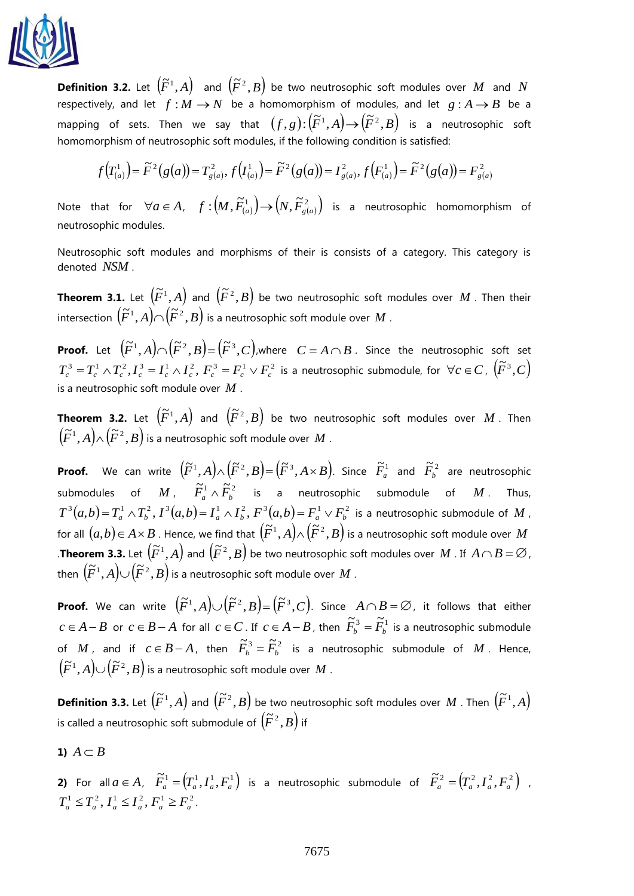**Definition 3.2.** Let $\left(\widetilde{F}^1, A\right)$ and $\left(\widetilde{F}^2, B\right)$ be two neutrosophic soft modules over $M$ and $N$ respectively, and let $f : M \to N$ be a homomorphism of modules, and let $g : A \to B$ be a mapping of sets. Then we say that $(f, g) : \left(\widetilde{F}^1, A\right) \to \left(\widetilde{F}^2, B\right)$ is a neutrosophic soft homomorphism of neutrosophic soft modules, if the following condition is satisfied:

$$f\left(T^1_{(a)}\right) = \widetilde{F}^2(g(a)) = T^2_{g(a)},\ f\left(I^1_{(a)}\right) = \widetilde{F}^2(g(a)) = I^2_{g(a)},\ f\left(F^1_{(a)}\right) = \widetilde{F}^2(g(a)) = F^2_{g(a)}$$

Note that for $\forall a \in A$, $f : \left(M, \widetilde{F}^1_{(a)}\right) \to \left(N, \widetilde{F}^2_{g(a)}\right)$ is a neutrosophic homomorphism of neutrosophic modules.

Neutrosophic soft modules and morphisms of their is consists of a category. This category is denoted $NSM$.

**Theorem 3.1.** Let $\left(\widetilde{F}^1, A\right)$ and $\left(\widetilde{F}^2, B\right)$ be two neutrosophic soft modules over $M$. Then their intersection $\left(\widetilde{F}^1, A\right) \cap \left(\widetilde{F}^2, B\right)$ is a neutrosophic soft module over $M$.

**Proof.** Let $\left(\widetilde{F}^1, A\right) \cap \left(\widetilde{F}^2, B\right) = \left(\widetilde{F}^3, C\right)$, where $C = A \cap B$. Since the neutrosophic soft set $T^3_c = T^1_c \wedge T^2_c, I^3_c = I^1_c \wedge I^2_c, F^3_c = F^1_c \vee F^2_c$ is a neutrosophic submodule, for $\forall c \in C$, $\left(\widetilde{F}^3, C\right)$ is a neutrosophic soft module over $M$.

**Theorem 3.2.** Let $\left(\widetilde{F}^1, A\right)$ and $\left(\widetilde{F}^2, B\right)$ be two neutrosophic soft modules over $M$. Then $\left(\widetilde{F}^1, A\right) \wedge \left(\widetilde{F}^2, B\right)$ is a neutrosophic soft module over $M$.

**Proof.** We can write $\left(\widetilde{F}^1, A\right) \wedge \left(\widetilde{F}^2, B\right) = \left(\widetilde{F}^3, A \times B\right)$. Since $\widetilde{F}^1_a$ and $\widetilde{F}^2_b$ are neutrosophic submodules of $M$, $\widetilde{F}^1_a \wedge \widetilde{F}^2_b$ is a neutrosophic submodule of $M$. Thus, $T^3(a,b) = T^1_a \wedge T^2_b$, $I^3(a,b) = I^1_a \wedge I^2_b$, $F^3(a,b) = F^1_a \vee F^2_b$ is a neutrosophic submodule of $M$, for all $(a,b) \in A \times B$. Hence, we find that $\left(\widetilde{F}^1, A\right) \wedge \left(\widetilde{F}^2, B\right)$ is a neutrosophic soft module over $M$.

**Theorem 3.3.** Let $\left(\widetilde{F}^1, A\right)$ and $\left(\widetilde{F}^2, B\right)$ be two neutrosophic soft modules over $M$. If $A \cap B = \varnothing$, then $\left(\widetilde{F}^1, A\right) \cup \left(\widetilde{F}^2, B\right)$ is a neutrosophic soft module over $M$.

**Proof.** We can write $\left(\widetilde{F}^1, A\right) \cup \left(\widetilde{F}^2, B\right) = \left(\widetilde{F}^3, C\right)$. Since $A \cap B = \varnothing$, it follows that either $c \in A - B$ or $c \in B - A$ for all $c \in C$. If $c \in A - B$, then $\widetilde{F}^3_b = \widetilde{F}^1_b$ is a neutrosophic submodule of $M$, and if $c \in B - A$, then $\widetilde{F}^3_b = \widetilde{F}^2_b$ is a neutrosophic submodule of $M$. Hence, $\left(\widetilde{F}^1, A\right) \cup \left(\widetilde{F}^2, B\right)$ is a neutrosophic soft module over $M$.

**Definition 3.3.** Let $\left(\widetilde{F}^1, A\right)$ and $\left(\widetilde{F}^2, B\right)$ be two neutrosophic soft modules over $M$. Then $\left(\widetilde{F}^1, A\right)$ is called a neutrosophic soft submodule of $\left(\widetilde{F}^2, B\right)$ if

**1)** $A \subset B$

**2)** For all $a \in A$, $\widetilde{F}^1_a = \left(T^1_a, I^1_a, F^1_a\right)$ is a neutrosophic submodule of $\widetilde{F}^2_a = \left(T^2_a, I^2_a, F^2_a\right)$, $T^1_a \le T^2_a, I^1_a \le I^2_a, F^1_a \ge F^2_a$.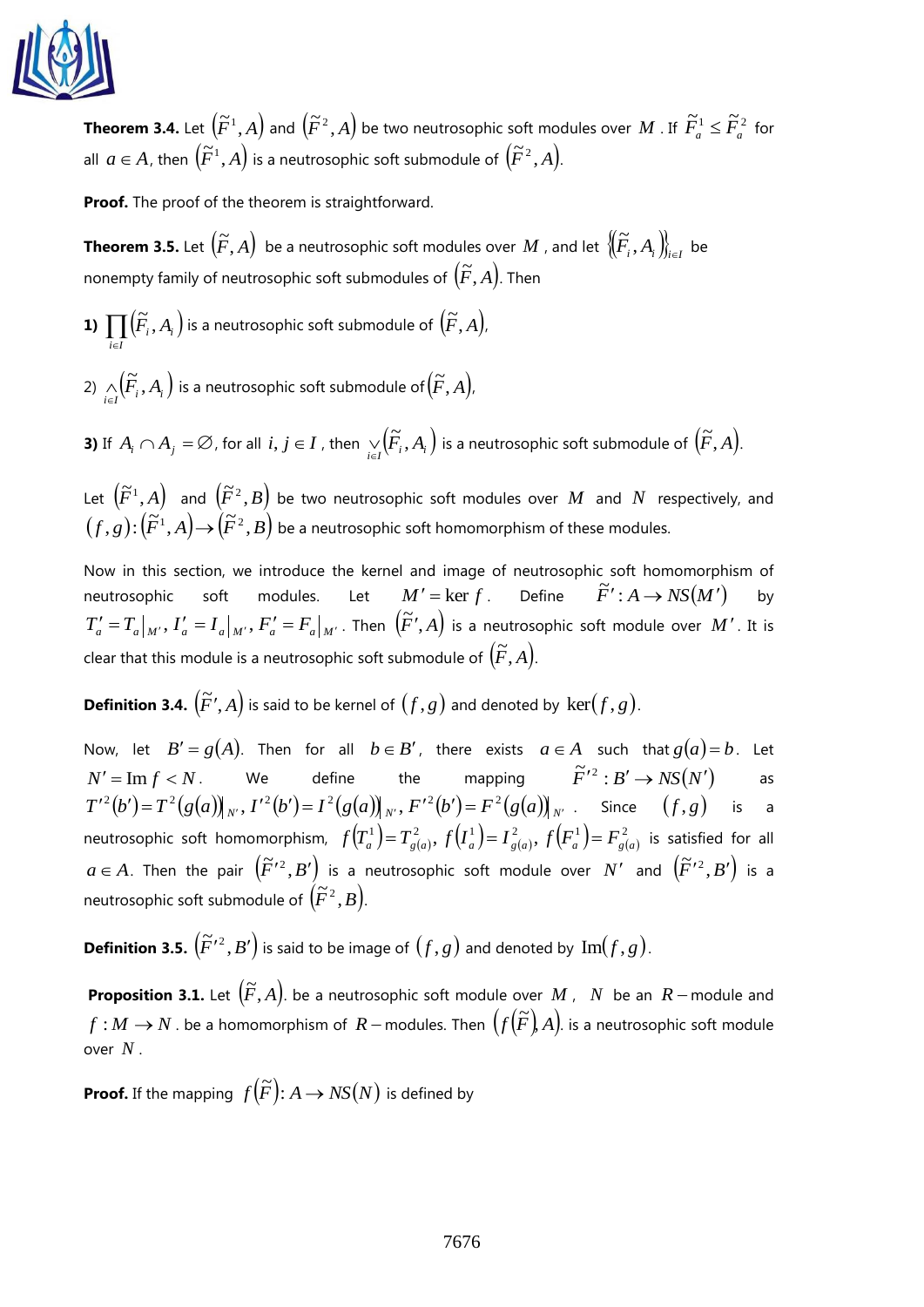**Theorem 3.4.** Let $\left(\widetilde{F}^1, A\right)$ and $\left(\widetilde{F}^2, A\right)$ be two neutrosophic soft modules over $M$. If $\widetilde{F}_a^1 \leq \widetilde{F}_a^2$ for all $a \in A$, then $\left(\widetilde{F}^1, A\right)$ is a neutrosophic soft submodule of $\left(\widetilde{F}^2, A\right)$.

**Proof.** The proof of the theorem is straightforward.

**Theorem 3.5.** Let $\left(\widetilde{F}, A\right)$ be a neutrosophic soft modules over $M$, and let $\left\{\left(\widetilde{F}_i, A_i\right)\right\}_{i \in I}$ be nonempty family of neutrosophic soft submodules of $\left(\widetilde{F}, A\right)$. Then

**1)** $\prod_{i \in I}\left(\widetilde{F}_i, A_i\right)$ is a neutrosophic soft submodule of $\left(\widetilde{F}, A\right)$,

2) $\underset{i \in I}{\wedge}\left(\widetilde{F}_i, A_i\right)$ is a neutrosophic soft submodule of $\left(\widetilde{F}, A\right)$,

**3)** If $A_i \cap A_j = \varnothing$, for all $i, j \in I$, then $\underset{i \in I}{\vee}\left(\widetilde{F}_i, A_i\right)$ is a neutrosophic soft submodule of $\left(\widetilde{F}, A\right)$.

Let $\left(\widetilde{F}^1, A\right)$ and $\left(\widetilde{F}^2, B\right)$ be two neutrosophic soft modules over $M$ and $N$ respectively, and $(f, g): \left(\widetilde{F}^1, A\right) \rightarrow \left(\widetilde{F}^2, B\right)$ be a neutrosophic soft homomorphism of these modules.

Now in this section, we introduce the kernel and image of neutrosophic soft homomorphism of neutrosophic soft modules. Let $M' = \ker f$. Define $\widetilde{F}' : A \rightarrow NS(M')$ by $T'_a = T_a\big|_{M'}, I'_a = I_a\big|_{M'}, F'_a = F_a\big|_{M'}$. Then $\left(\widetilde{F}', A\right)$ is a neutrosophic soft module over $M'$. It is clear that this module is a neutrosophic soft submodule of $\left(\widetilde{F}, A\right)$.

**Definition 3.4.** $\left(\widetilde{F}', A\right)$ is said to be kernel of $(f, g)$ and denoted by $\ker(f, g)$.

Now, let $B' = g(A)$. Then for all $b \in B'$, there exists $a \in A$ such that $g(a) = b$. Let $N' = \operatorname{Im} f < N$. We define the mapping $\widetilde{F}'^2 : B' \rightarrow NS(N')$ as $T'^2(b') = T^2(g(a))\big|_{N'}, I'^2(b') = I^2(g(a))\big|_{N'}, F'^2(b') = F^2(g(a))\big|_{N'}$. Since $(f, g)$ is a neutrosophic soft homomorphism, $f\left(T_a^1\right) = T_{g(a)}^2, f\left(I_a^1\right) = I_{g(a)}^2, f\left(F_a^1\right) = F_{g(a)}^2$ is satisfied for all $a \in A$. Then the pair $\left(\widetilde{F}'^2, B'\right)$ is a neutrosophic soft module over $N'$ and $\left(\widetilde{F}'^2, B'\right)$ is a neutrosophic soft submodule of $\left(\widetilde{F}^2, B\right)$.

**Definition 3.5.** $\left(\widetilde{F}'^2, B'\right)$ is said to be image of $(f, g)$ and denoted by $\operatorname{Im}(f, g)$.

**Proposition 3.1.** Let $\left(\widetilde{F}, A\right)$. be a neutrosophic soft module over $M$, $N$ be an $R-$module and $f: M \rightarrow N$. be a homomorphism of $R-$modules. Then $\left(f\left(\widetilde{F}\right), A\right)$. is a neutrosophic soft module over $N$.

**Proof.** If the mapping $f\left(\widetilde{F}\right): A \rightarrow NS(N)$ is defined by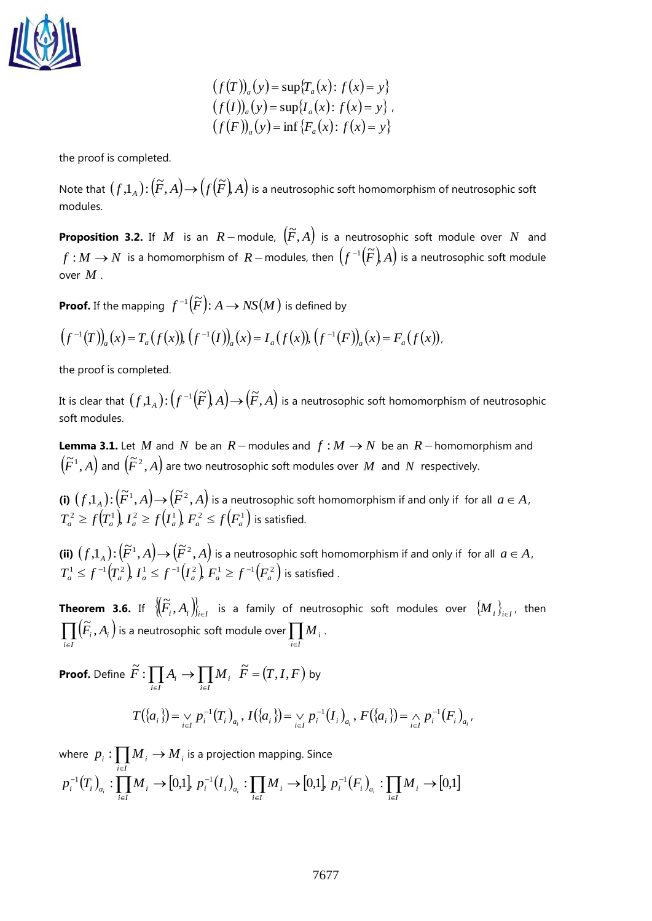$$\left(f(T)\right)_a(y)=\sup\{T_a(x):\ f(x)=y\}$$
$$\left(f(I)\right)_a(y)=\sup\{I_a(x):\ f(x)=y\}\ ,$$
$$\left(f(F)\right)_a(y)=\inf\{F_a(x):\ f(x)=y\}$$

the proof is completed.

Note that $(f,1_A):(\tilde{F},A)\to\left(f(\tilde{F}),A\right)$ is a neutrosophic soft homomorphism of neutrosophic soft modules.

**Proposition 3.2.** If $M$ is an $R-$module, $(\tilde{F},A)$ is a neutrosophic soft module over $N$ and $f:M\to N$ is a homomorphism of $R-$modules, then $\left(f^{-1}(\tilde{F}),A\right)$ is a neutrosophic soft module over $M$.

**Proof.** If the mapping $f^{-1}(\tilde{F}):A\to NS(M)$ is defined by

$$\left(f^{-1}(T)\right)_a(x)=T_a(f(x)),\ \left(f^{-1}(I)\right)_a(x)=I_a(f(x)),\ \left(f^{-1}(F)\right)_a(x)=F_a(f(x)),$$

the proof is completed.

It is clear that $(f,1_A):\left(f^{-1}(\tilde{F}),A\right)\to(\tilde{F},A)$ is a neutrosophic soft homomorphism of neutrosophic soft modules.

**Lemma 3.1.** Let $M$ and $N$ be an $R-$modules and $f:M\to N$ be an $R-$homomorphism and $(\tilde{F}^1,A)$ and $(\tilde{F}^2,A)$ are two neutrosophic soft modules over $M$ and $N$ respectively.

**(i)** $(f,1_A):(\tilde{F}^1,A)\to(\tilde{F}^2,A)$ is a neutrosophic soft homomorphism if and only if for all $a\in A$, $T_a^2\geq f(T_a^1),\ I_a^2\geq f(I_a^1),\ F_a^2\leq f(F_a^1)$ is satisfied.

**(ii)** $(f,1_A):(\tilde{F}^1,A)\to(\tilde{F}^2,A)$ is a neutrosophic soft homomorphism if and only if for all $a\in A$, $T_a^1\leq f^{-1}(T_a^2),\ I_a^1\leq f^{-1}(I_a^2),\ F_a^1\geq f^{-1}(F_a^2)$ is satisfied .

**Theorem 3.6.** If $\left\{(\tilde{F}_i,A_i)\right\}_{i\in I}$ is a family of neutrosophic soft modules over $\{M_i\}_{i\in I}$, then $\prod_{i\in I}(\tilde{F}_i,A_i)$ is a neutrosophic soft module over $\prod_{i\in I}M_i$.

**Proof.** Define $\tilde{F}:\prod_{i\in I}A_i\to\prod_{i\in I}M_i\ \ \tilde{F}=(T,I,F)$ by

$$T(\{a_i\})=\bigvee_{i\in I}p_i^{-1}(T_i)_{a_i},\ I(\{a_i\})=\bigvee_{i\in I}p_i^{-1}(I_i)_{a_i},\ F(\{a_i\})=\bigwedge_{i\in I}p_i^{-1}(F_i)_{a_i},$$

where $p_i:\prod_{i\in I}M_i\to M_i$ is a projection mapping. Since

$p_i^{-1}(T_i)_{a_i}:\prod_{i\in I}M_i\to[0,1],\ p_i^{-1}(I_i)_{a_i}:\prod_{i\in I}M_i\to[0,1],\ p_i^{-1}(F_i)_{a_i}:\prod_{i\in I}M_i\to[0,1]$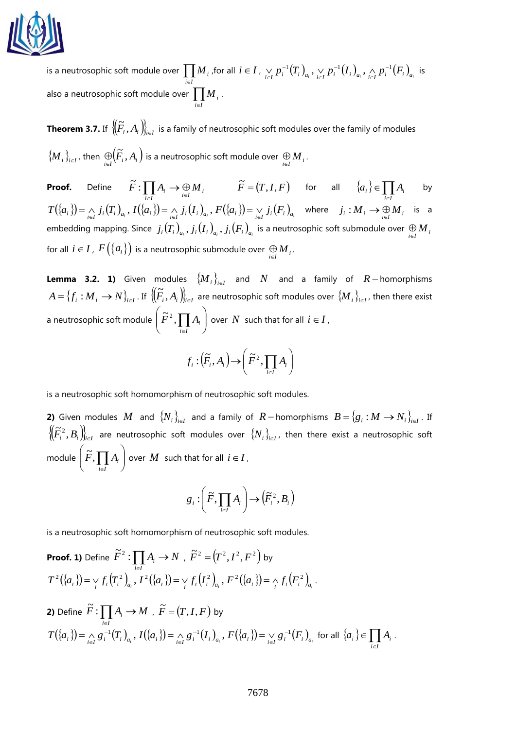is a neutrosophic soft module over $\prod_{i\in I} M_i$ ,for all $i \in I$, $\underset{i\in I}{\vee} p_i^{-1}(T_i)_{a_i}$, $\underset{i\in I}{\vee} p_i^{-1}(I_i)_{a_i}$, $\underset{i\in I}{\wedge} p_i^{-1}(F_i)_{a_i}$ is also a neutrosophic soft module over $\prod_{i\in I} M_i$.

**Theorem 3.7.** If $\{(\widetilde{F}_i, A_i)\}_{i\in I}$ is a family of neutrosophic soft modules over the family of modules $\{M_i\}_{i\in I}$, then $\underset{i\in I}{\oplus}(\widetilde{F}_i, A_i)$ is a neutrosophic soft module over $\underset{i\in I}{\oplus} M_i$.

**Proof.** Define $\widetilde{F} : \prod_{i\in I} A_i \to \underset{i\in I}{\oplus} M_i$ $\widetilde{F} = (T, I, F)$ for all $\{a_i\} \in \prod_{i\in I} A_i$ by $T(\{a_i\}) = \underset{i\in I}{\wedge} j_i(T_i)_{a_i}$, $I(\{a_i\}) = \underset{i\in I}{\wedge} j_i(I_i)_{a_i}$, $F(\{a_i\}) = \underset{i\in I}{\vee} j_i(F_i)_{a_i}$ where $j_i : M_i \to \underset{i\in I}{\oplus} M_i$ is a embedding mapping. Since $j_i(T_i)_{a_i}, j_i(I_i)_{a_i}, j_i(F_i)_{a_i}$ is a neutrosophic soft submodule over $\underset{i\in I}{\oplus} M_i$ for all $i \in I$, $F(\{a_i\})$ is a neutrosophic submodule over $\underset{i\in I}{\oplus} M_i$.

**Lemma 3.2. 1)** Given modules $\{M_i\}_{i\in I}$ and $N$ and a family of $R-$homorphisms $A = \{f_i : M_i \to N\}_{i\in I}$. If $\{(\widetilde{F}_i, A_i)\}_{i\in I}$ are neutrosophic soft modules over $\{M_i\}_{i\in I}$, then there exist a neutrosophic soft module $\left(\widetilde{F}^2, \prod_{i\in I} A_i\right)$ over $N$ such that for all $i \in I$,

$$f_i : (\widetilde{F}_i, A_i) \to \left(\widetilde{F}^2, \prod_{i\in I} A_i\right)$$

is a neutrosophic soft homomorphism of neutrosophic soft modules.

**2)** Given modules $M$ and $\{N_i\}_{i\in I}$ and a family of $R-$homorphisms $B = \{g_i : M \to N_i\}_{i\in I}$. If $\{(\widetilde{F}_i^2, B_i)\}_{i\in I}$ are neutrosophic soft modules over $\{N_i\}_{i\in I}$, then there exist a neutrosophic soft module $\left(\widetilde{F}, \prod_{i\in I} A_i\right)$ over $M$ such that for all $i \in I$,

$$g_i : \left(\widetilde{F}, \prod_{i\in I} A_i\right) \to (\widetilde{F}_i^2, B_i)$$

is a neutrosophic soft homomorphism of neutrosophic soft modules.

**Proof. 1)** Define $\widetilde{F}^2 : \prod_{i\in I} A_i \to N$, $\widetilde{F}^2 = (T^2, I^2, F^2)$ by $T^2(\{a_i\}) = \underset{i}{\vee} f_i(T_i^2)_{a_i}$, $I^2(\{a_i\}) = \underset{i}{\vee} f_i(I_i^2)_{a_i}$, $F^2(\{a_i\}) = \underset{i}{\wedge} f_i(F_i^2)_{a_i}$.

**2)** Define $\widetilde{F} : \prod_{i\in I} A_i \to M$, $\widetilde{F} = (T, I, F)$ by $T(\{a_i\}) = \underset{i\in I}{\wedge} g_i^{-1}(T_i)_{a_i}$, $I(\{a_i\}) = \underset{i\in I}{\wedge} g_i^{-1}(I_i)_{a_i}$, $F(\{a_i\}) = \underset{i\in I}{\vee} g_i^{-1}(F_i)_{a_i}$ for all $\{a_i\} \in \prod_{i\in I} A_i$.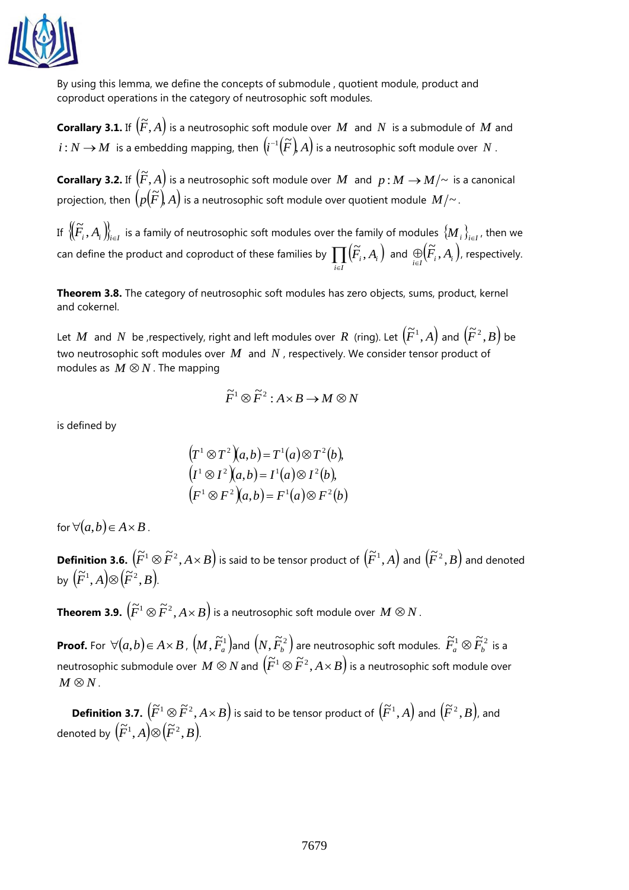By using this lemma, we define the concepts of submodule , quotient module, product and coproduct operations in the category of neutrosophic soft modules.

**Corallary 3.1.** If $(\widetilde{F}, A)$ is a neutrosophic soft module over $M$ and $N$ is a submodule of $M$ and $i : N \to M$ is a embedding mapping, then $(i^{-1}(\widetilde{F}), A)$ is a neutrosophic soft module over $N$.

**Corallary 3.2.** If $(\widetilde{F}, A)$ is a neutrosophic soft module over $M$ and $p : M \to M/\sim$ is a canonical projection, then $(p(\widetilde{F}), A)$ is a neutrosophic soft module over quotient module $M/\sim$.

If $\{(\widetilde{F}_i, A_i)\}_{i\in I}$ is a family of neutrosophic soft modules over the family of modules $\{M_i\}_{i\in I}$, then we can define the product and coproduct of these families by $\prod_{i\in I}(\widetilde{F}_i, A_i)$ and $\oplus_{i\in I}(\widetilde{F}_i, A_i)$, respectively.

**Theorem 3.8.** The category of neutrosophic soft modules has zero objects, sums, product, kernel and cokernel.

Let $M$ and $N$ be ,respectively, right and left modules over $R$ (ring). Let $(\widetilde{F}^1, A)$ and $(\widetilde{F}^2, B)$ be two neutrosophic soft modules over $M$ and $N$, respectively. We consider tensor product of modules as $M \otimes N$. The mapping

$$\widetilde{F}^1 \otimes \widetilde{F}^2 : A \times B \to M \otimes N$$

is defined by

$$(T^1 \otimes T^2)(a,b) = T^1(a) \otimes T^2(b),$$
$$(I^1 \otimes I^2)(a,b) = I^1(a) \otimes I^2(b),$$
$$(F^1 \otimes F^2)(a,b) = F^1(a) \otimes F^2(b)$$

for $\forall (a,b) \in A \times B$.

**Definition 3.6.** $(\widetilde{F}^1 \otimes \widetilde{F}^2, A \times B)$ is said to be tensor product of $(\widetilde{F}^1, A)$ and $(\widetilde{F}^2, B)$ and denoted by $(\widetilde{F}^1, A) \otimes (\widetilde{F}^2, B)$.

**Theorem 3.9.** $(\widetilde{F}^1 \otimes \widetilde{F}^2, A \times B)$ is a neutrosophic soft module over $M \otimes N$.

**Proof.** For $\forall (a,b) \in A \times B$, $(M, \widetilde{F}^1_a)$ and $(N, \widetilde{F}^2_b)$ are neutrosophic soft modules. $\widetilde{F}^1_a \otimes \widetilde{F}^2_b$ is a neutrosophic submodule over $M \otimes N$ and $(\widetilde{F}^1 \otimes \widetilde{F}^2, A \times B)$ is a neutrosophic soft module over $M \otimes N$.

**Definition 3.7.** $(\widetilde{F}^1 \otimes \widetilde{F}^2, A \times B)$ is said to be tensor product of $(\widetilde{F}^1, A)$ and $(\widetilde{F}^2, B)$, and denoted by $(\widetilde{F}^1, A) \otimes (\widetilde{F}^2, B)$.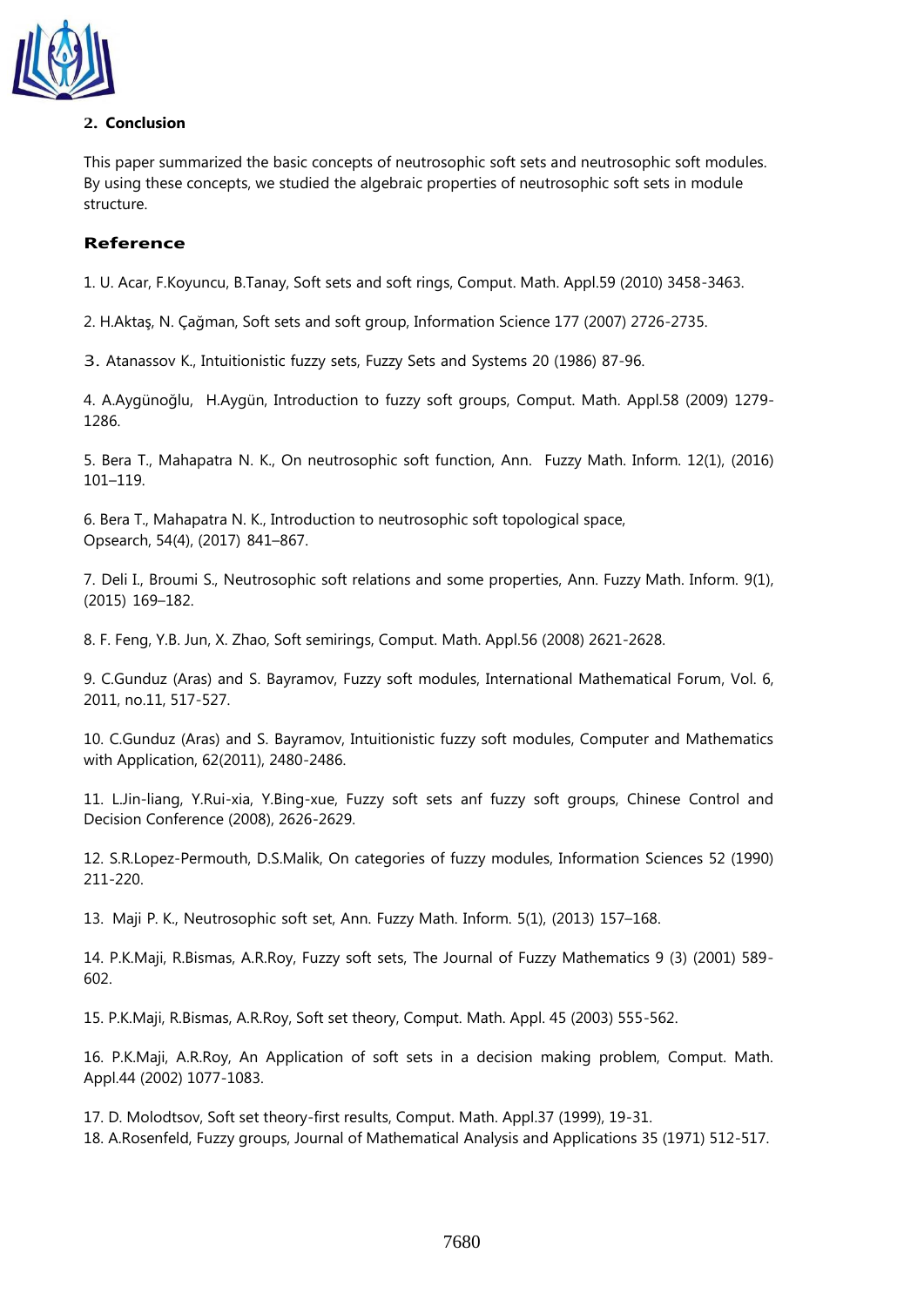## 2. Conclusion

This paper summarized the basic concepts of neutrosophic soft sets and neutrosophic soft modules. By using these concepts, we studied the algebraic properties of neutrosophic soft sets in module structure.

## Reference

1. U. Acar, F.Koyuncu, B.Tanay, Soft sets and soft rings, Comput. Math. Appl.59 (2010) 3458-3463.

2. H.Aktaş, N. Çağman, Soft sets and soft group, Information Science 177 (2007) 2726-2735.

3. Atanassov K., Intuitionistic fuzzy sets, Fuzzy Sets and Systems 20 (1986) 87-96.

4. A.Aygünoğlu, H.Aygün, Introduction to fuzzy soft groups, Comput. Math. Appl.58 (2009) 1279-1286.

5. Bera T., Mahapatra N. K., On neutrosophic soft function, Ann. Fuzzy Math. Inform. 12(1), (2016) 101–119.

6. Bera T., Mahapatra N. K., Introduction to neutrosophic soft topological space, Opsearch, 54(4), (2017) 841–867.

7. Deli I., Broumi S., Neutrosophic soft relations and some properties, Ann. Fuzzy Math. Inform. 9(1), (2015) 169–182.

8. F. Feng, Y.B. Jun, X. Zhao, Soft semirings, Comput. Math. Appl.56 (2008) 2621-2628.

9. C.Gunduz (Aras) and S. Bayramov, Fuzzy soft modules, International Mathematical Forum, Vol. 6, 2011, no.11, 517-527.

10. C.Gunduz (Aras) and S. Bayramov, Intuitionistic fuzzy soft modules, Computer and Mathematics with Application, 62(2011), 2480-2486.

11. L.Jin-liang, Y.Rui-xia, Y.Bing-xue, Fuzzy soft sets anf fuzzy soft groups, Chinese Control and Decision Conference (2008), 2626-2629.

12. S.R.Lopez-Permouth, D.S.Malik, On categories of fuzzy modules, Information Sciences 52 (1990) 211-220.

13. Maji P. K., Neutrosophic soft set, Ann. Fuzzy Math. Inform. 5(1), (2013) 157–168.

14. P.K.Maji, R.Bismas, A.R.Roy, Fuzzy soft sets, The Journal of Fuzzy Mathematics 9 (3) (2001) 589-602.

15. P.K.Maji, R.Bismas, A.R.Roy, Soft set theory, Comput. Math. Appl. 45 (2003) 555-562.

16. P.K.Maji, A.R.Roy, An Application of soft sets in a decision making problem, Comput. Math. Appl.44 (2002) 1077-1083.

17. D. Molodtsov, Soft set theory-first results, Comput. Math. Appl.37 (1999), 19-31.

18. A.Rosenfeld, Fuzzy groups, Journal of Mathematical Analysis and Applications 35 (1971) 512-517.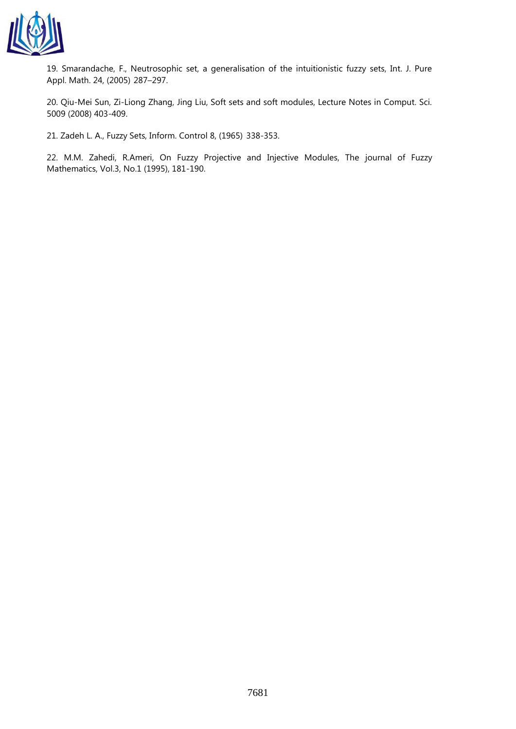19. Smarandache, F., Neutrosophic set, a generalisation of the intuitionistic fuzzy sets, Int. J. Pure Appl. Math. 24, (2005) 287–297.

20. Qiu-Mei Sun, Zi-Liong Zhang, Jing Liu, Soft sets and soft modules, Lecture Notes in Comput. Sci. 5009 (2008) 403-409.

21. Zadeh L. A., Fuzzy Sets, Inform. Control 8, (1965) 338-353.

22. M.M. Zahedi, R.Ameri, On Fuzzy Projective and Injective Modules, The journal of Fuzzy Mathematics, Vol.3, No.1 (1995), 181-190.